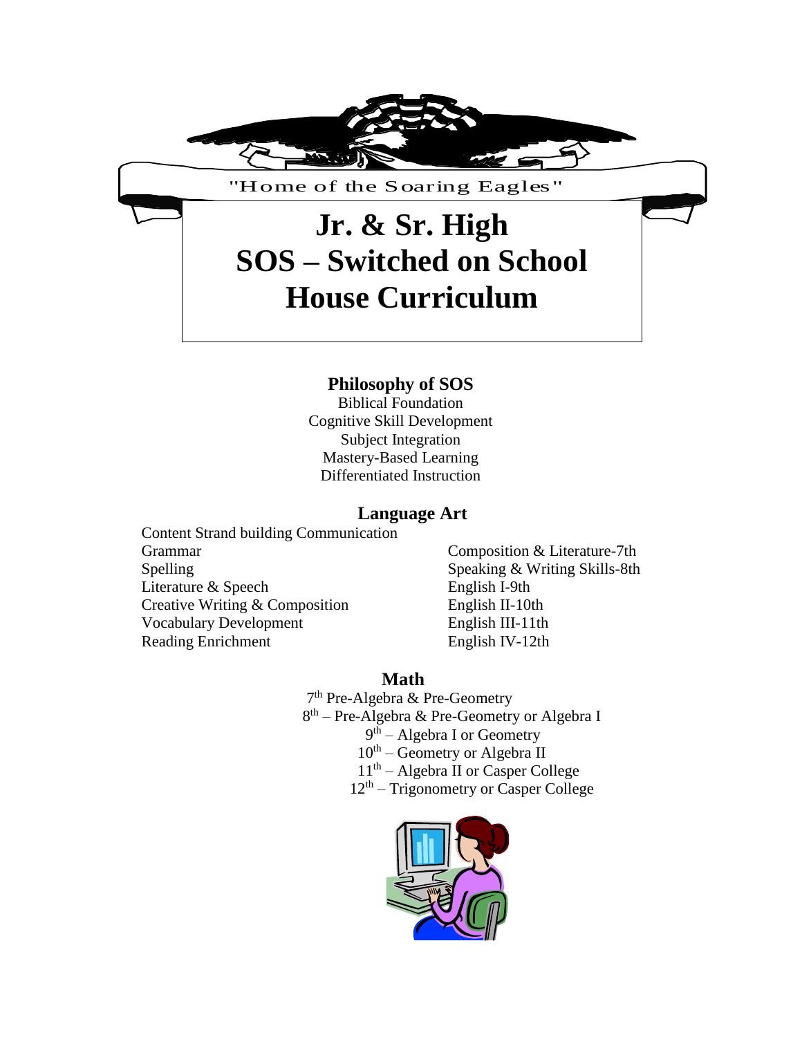"Home of the Soaring Eagles"

# Jr. & Sr. High
# SOS – Switched on School House Curriculum

## Philosophy of SOS

Biblical Foundation
Cognitive Skill Development
Subject Integration
Mastery-Based Learning
Differentiated Instruction

## Language Art

Content Strand building Communication

Grammar
Spelling
Literature & Speech
Creative Writing & Composition
Vocabulary Development
Reading Enrichment

Composition & Literature-7th
Speaking & Writing Skills-8th
English I-9th
English II-10th
English III-11th
English IV-12th

## Math

7th Pre-Algebra & Pre-Geometry
8th – Pre-Algebra & Pre-Geometry or Algebra I
9th – Algebra I or Geometry
10th – Geometry or Algebra II
11th – Algebra II or Casper College
12th – Trigonometry or Casper College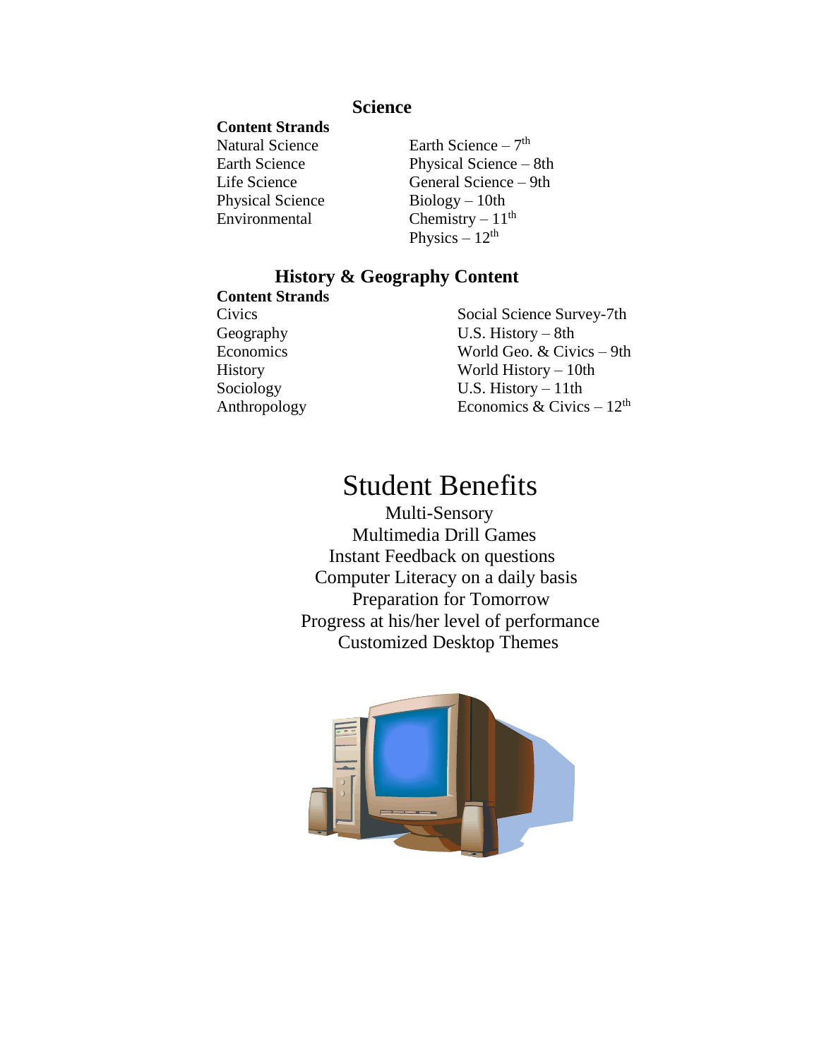## Science

| **Content Strands** | |
|---|---|
| Natural Science | Earth Science – 7th |
| Earth Science | Physical Science – 8th |
| Life Science | General Science – 9th |
| Physical Science | Biology – 10th |
| Environmental | Chemistry – 11th |
| | Physics – 12th |

## History & Geography Content

| **Content Strands** | |
|---|---|
| Civics | Social Science Survey-7th |
| Geography | U.S. History – 8th |
| Economics | World Geo. & Civics – 9th |
| History | World History – 10th |
| Sociology | U.S. History – 11th |
| Anthropology | Economics & Civics – 12th |

# Student Benefits

Multi-Sensory
Multimedia Drill Games
Instant Feedback on questions
Computer Literacy on a daily basis
Preparation for Tomorrow
Progress at his/her level of performance
Customized Desktop Themes